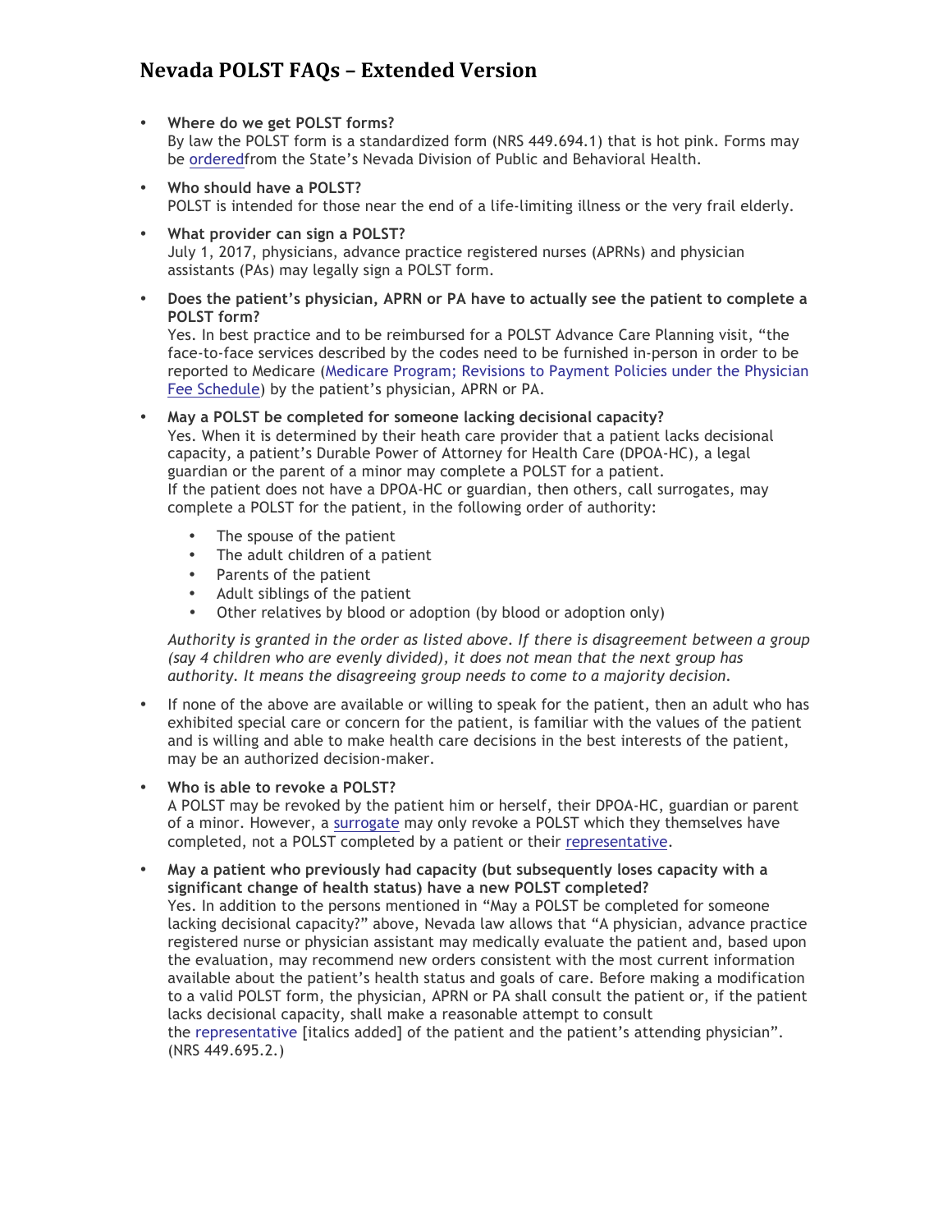# Nevada POLST FAQs – Extended Version

- **Where do we get POLST forms?**
  By law the POLST form is a standardized form (NRS 449.694.1) that is hot pink. Forms may be orderedfrom the State's Nevada Division of Public and Behavioral Health.

- **Who should have a POLST?**
  POLST is intended for those near the end of a life-limiting illness or the very frail elderly.

- **What provider can sign a POLST?**
  July 1, 2017, physicians, advance practice registered nurses (APRNs) and physician assistants (PAs) may legally sign a POLST form.

- **Does the patient's physician, APRN or PA have to actually see the patient to complete a POLST form?**
  Yes. In best practice and to be reimbursed for a POLST Advance Care Planning visit, "the face-to-face services described by the codes need to be furnished in-person in order to be reported to Medicare (Medicare Program; Revisions to Payment Policies under the Physician Fee Schedule) by the patient's physician, APRN or PA.

- **May a POLST be completed for someone lacking decisional capacity?**
  Yes. When it is determined by their heath care provider that a patient lacks decisional capacity, a patient's Durable Power of Attorney for Health Care (DPOA-HC), a legal guardian or the parent of a minor may complete a POLST for a patient.
  If the patient does not have a DPOA-HC or guardian, then others, call surrogates, may complete a POLST for the patient, in the following order of authority:

  - The spouse of the patient
  - The adult children of a patient
  - Parents of the patient
  - Adult siblings of the patient
  - Other relatives by blood or adoption (by blood or adoption only)

  *Authority is granted in the order as listed above. If there is disagreement between a group (say 4 children who are evenly divided), it does not mean that the next group has authority. It means the disagreeing group needs to come to a majority decision.*

- If none of the above are available or willing to speak for the patient, then an adult who has exhibited special care or concern for the patient, is familiar with the values of the patient and is willing and able to make health care decisions in the best interests of the patient, may be an authorized decision-maker.

- **Who is able to revoke a POLST?**
  A POLST may be revoked by the patient him or herself, their DPOA-HC, guardian or parent of a minor. However, a surrogate may only revoke a POLST which they themselves have completed, not a POLST completed by a patient or their representative.

- **May a patient who previously had capacity (but subsequently loses capacity with a significant change of health status) have a new POLST completed?**
  Yes. In addition to the persons mentioned in "May a POLST be completed for someone lacking decisional capacity?" above, Nevada law allows that "A physician, advance practice registered nurse or physician assistant may medically evaluate the patient and, based upon the evaluation, may recommend new orders consistent with the most current information available about the patient's health status and goals of care. Before making a modification to a valid POLST form, the physician, APRN or PA shall consult the patient or, if the patient lacks decisional capacity, shall make a reasonable attempt to consult the representative [italics added] of the patient and the patient's attending physician". (NRS 449.695.2.)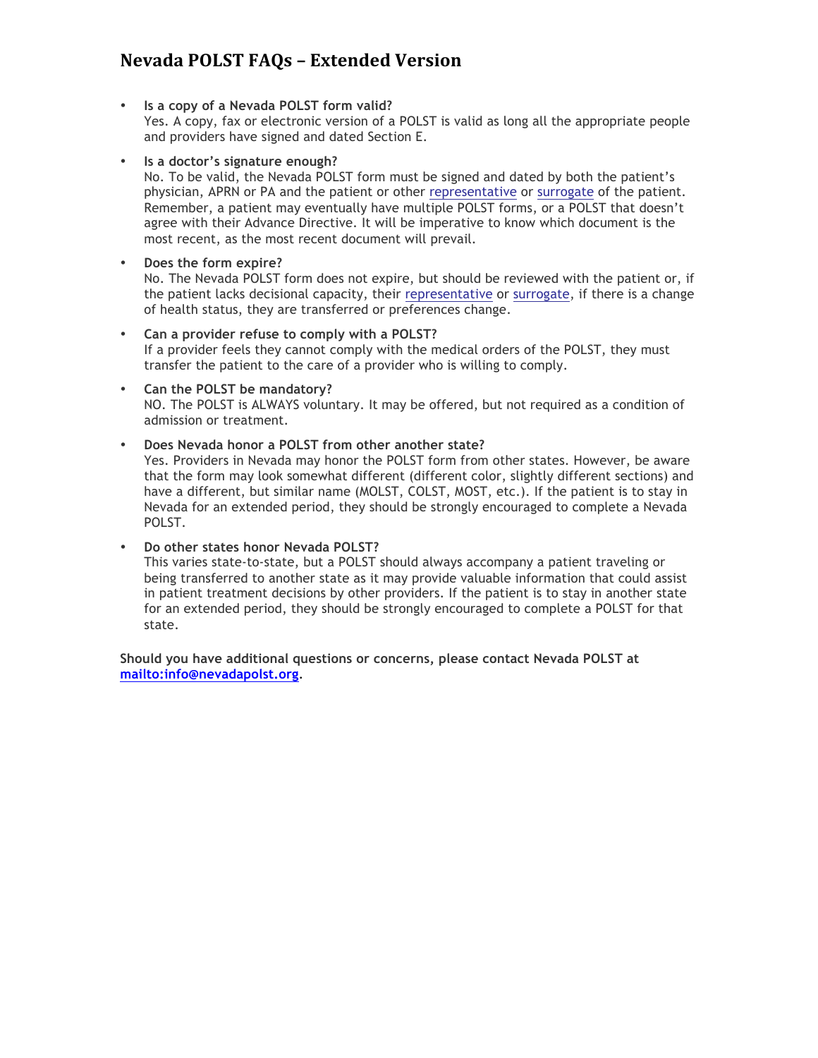# Nevada POLST FAQs – Extended Version

- **Is a copy of a Nevada POLST form valid?**
  Yes. A copy, fax or electronic version of a POLST is valid as long all the appropriate people and providers have signed and dated Section E.

- **Is a doctor's signature enough?**
  No. To be valid, the Nevada POLST form must be signed and dated by both the patient's physician, APRN or PA and the patient or other representative or surrogate of the patient. Remember, a patient may eventually have multiple POLST forms, or a POLST that doesn't agree with their Advance Directive. It will be imperative to know which document is the most recent, as the most recent document will prevail.

- **Does the form expire?**
  No. The Nevada POLST form does not expire, but should be reviewed with the patient or, if the patient lacks decisional capacity, their representative or surrogate, if there is a change of health status, they are transferred or preferences change.

- **Can a provider refuse to comply with a POLST?**
  If a provider feels they cannot comply with the medical orders of the POLST, they must transfer the patient to the care of a provider who is willing to comply.

- **Can the POLST be mandatory?**
  NO. The POLST is ALWAYS voluntary. It may be offered, but not required as a condition of admission or treatment.

- **Does Nevada honor a POLST from other another state?**
  Yes. Providers in Nevada may honor the POLST form from other states. However, be aware that the form may look somewhat different (different color, slightly different sections) and have a different, but similar name (MOLST, COLST, MOST, etc.). If the patient is to stay in Nevada for an extended period, they should be strongly encouraged to complete a Nevada POLST.

- **Do other states honor Nevada POLST?**
  This varies state-to-state, but a POLST should always accompany a patient traveling or being transferred to another state as it may provide valuable information that could assist in patient treatment decisions by other providers. If the patient is to stay in another state for an extended period, they should be strongly encouraged to complete a POLST for that state.

**Should you have additional questions or concerns, please contact Nevada POLST at mailto:info@nevadapolst.org.**